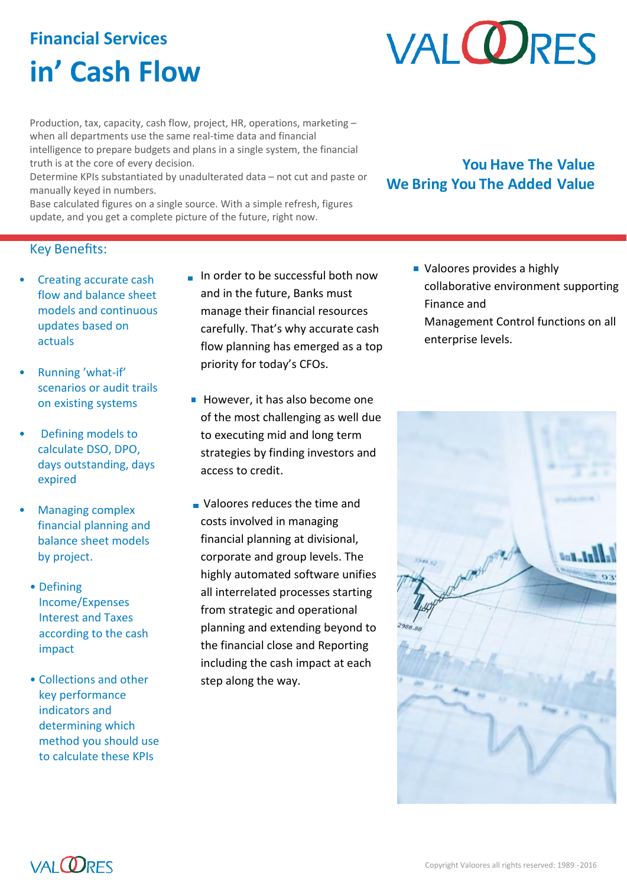## Financial Services

# in' Cash Flow

VALOORES

Production, tax, capacity, cash flow, project, HR, operations, marketing – when all departments use the same real-time data and financial intelligence to prepare budgets and plans in a single system, the financial truth is at the core of every decision.
Determine KPIs substantiated by unadulterated data – not cut and paste or manually keyed in numbers.
Base calculated figures on a single source. With a simple refresh, figures update, and you get a complete picture of the future, right now.

**You Have The Value**
**We Bring You The Added Value**

## Key Benefits:

- Creating accurate cash flow and balance sheet models and continuous updates based on actuals
- Running 'what-if' scenarios or audit trails on existing systems
- Defining models to calculate DSO, DPO, days outstanding, days expired
- Managing complex financial planning and balance sheet models by project.
- Defining Income/Expenses Interest and Taxes according to the cash impact
- Collections and other key performance indicators and determining which method you should use to calculate these KPIs

- In order to be successful both now and in the future, Banks must manage their financial resources carefully. That's why accurate cash flow planning has emerged as a top priority for today's CFOs.
- However, it has also become one of the most challenging as well due to executing mid and long term strategies by finding investors and access to credit.
- Valoores reduces the time and costs involved in managing financial planning at divisional, corporate and group levels. The highly automated software unifies all interrelated processes starting from strategic and operational planning and extending beyond to the financial close and Reporting including the cash impact at each step along the way.

- Valoores provides a highly collaborative environment supporting Finance and Management Control functions on all enterprise levels.

Copyright Valoores all rights reserved: 1989 -2016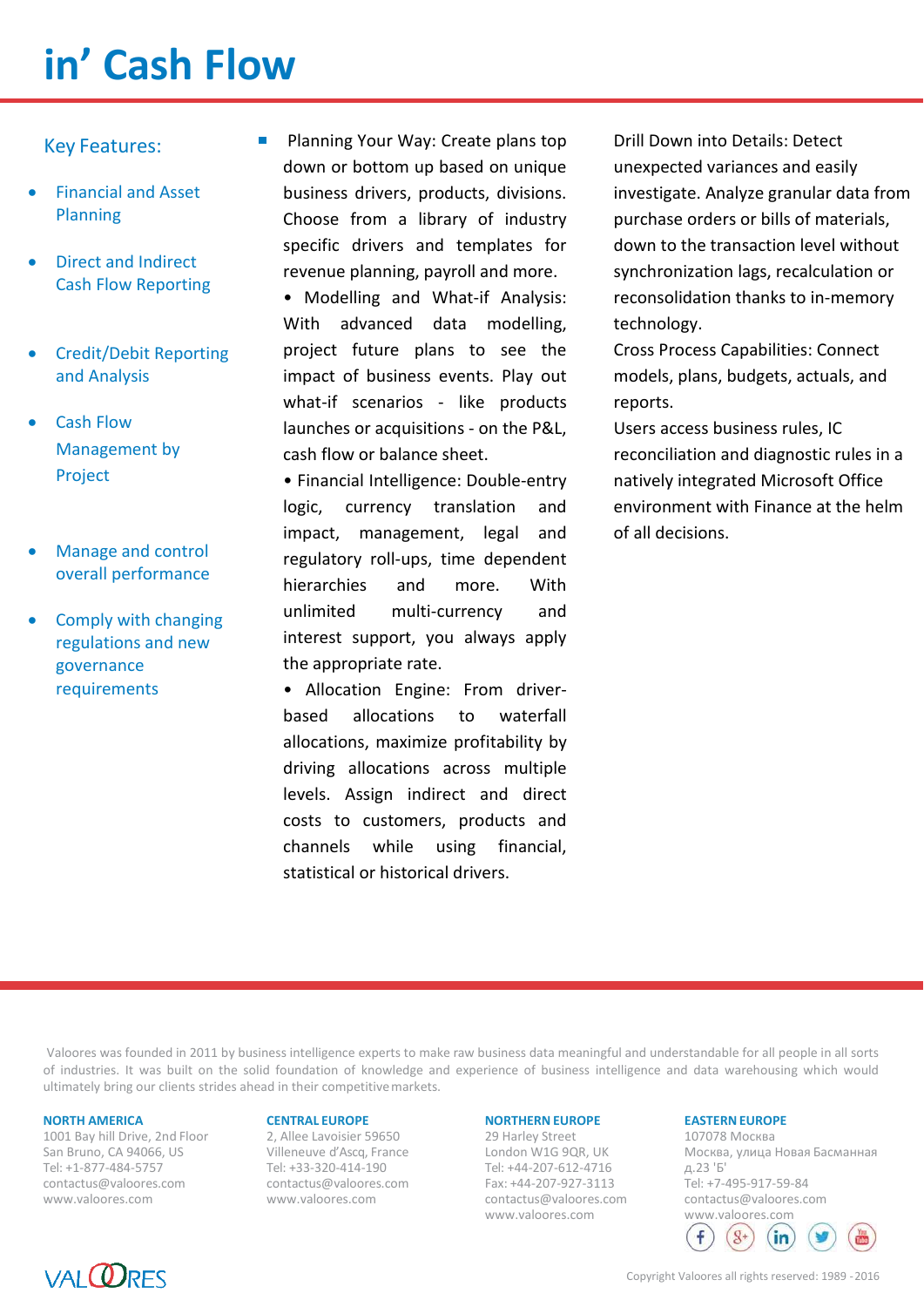# in' Cash Flow

## Key Features:

- Financial and Asset Planning
- Direct and Indirect Cash Flow Reporting
- Credit/Debit Reporting and Analysis
- Cash Flow Management by Project
- Manage and control overall performance
- Comply with changing regulations and new governance requirements

- Planning Your Way: Create plans top down or bottom up based on unique business drivers, products, divisions. Choose from a library of industry specific drivers and templates for revenue planning, payroll and more.
- Modelling and What-if Analysis: With advanced data modelling, project future plans to see the impact of business events. Play out what-if scenarios - like products launches or acquisitions - on the P&L, cash flow or balance sheet.
- Financial Intelligence: Double-entry logic, currency translation and impact, management, legal and regulatory roll-ups, time dependent hierarchies and more. With unlimited multi-currency and interest support, you always apply the appropriate rate.
- Allocation Engine: From driver-based allocations to waterfall allocations, maximize profitability by driving allocations across multiple levels. Assign indirect and direct costs to customers, products and channels while using financial, statistical or historical drivers.

Drill Down into Details: Detect unexpected variances and easily investigate. Analyze granular data from purchase orders or bills of materials, down to the transaction level without synchronization lags, recalculation or reconsolidation thanks to in-memory technology.

Cross Process Capabilities: Connect models, plans, budgets, actuals, and reports.

Users access business rules, IC reconciliation and diagnostic rules in a natively integrated Microsoft Office environment with Finance at the helm of all decisions.

Valoores was founded in 2011 by business intelligence experts to make raw business data meaningful and understandable for all people in all sorts of industries. It was built on the solid foundation of knowledge and experience of business intelligence and data warehousing which would ultimately bring our clients strides ahead in their competitive markets.

**NORTH AMERICA**
1001 Bay hill Drive, 2nd Floor
San Bruno, CA 94066, US
Tel: +1-877-484-5757
contactus@valoores.com
www.valoores.com

**CENTRAL EUROPE**
2, Allee Lavoisier 59650
Villeneuve d'Ascq, France
Tel: +33-320-414-190
contactus@valoores.com
www.valoores.com

**NORTHERN EUROPE**
29 Harley Street
London W1G 9QR, UK
Tel: +44-207-612-4716
Fax: +44-207-927-3113
contactus@valoores.com
www.valoores.com

**EASTERN EUROPE**
107078 Москва
Москва, улица Новая Басманная
д.23 'Б'
Tel: +7-495-917-59-84
contactus@valoores.com
www.valoores.com

VALOORES

Copyright Valoores all rights reserved: 1989 -2016